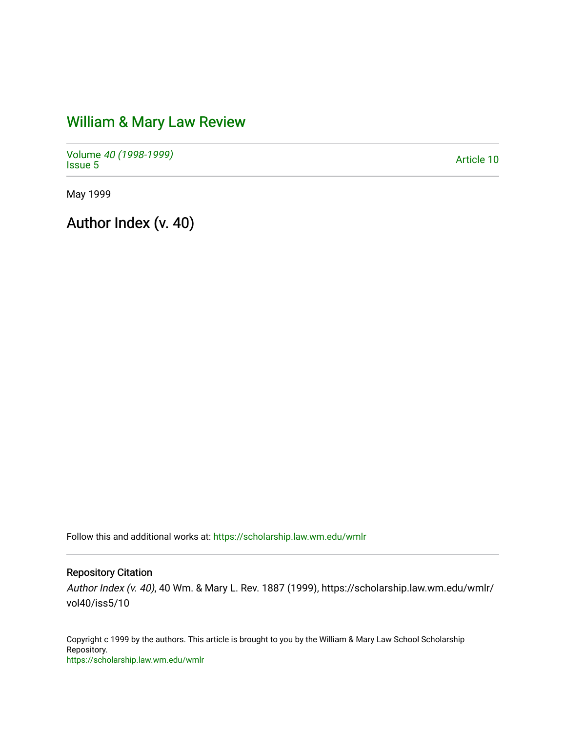# William & Mary Law Review

Volume *40 (1998-1999)*
Issue 5

Article 10

May 1999

## Author Index (v. 40)

Follow this and additional works at: https://scholarship.law.wm.edu/wmlr

### Repository Citation

*Author Index (v. 40)*, 40 Wm. & Mary L. Rev. 1887 (1999), https://scholarship.law.wm.edu/wmlr/vol40/iss5/10

Copyright c 1999 by the authors. This article is brought to you by the William & Mary Law School Scholarship Repository.
https://scholarship.law.wm.edu/wmlr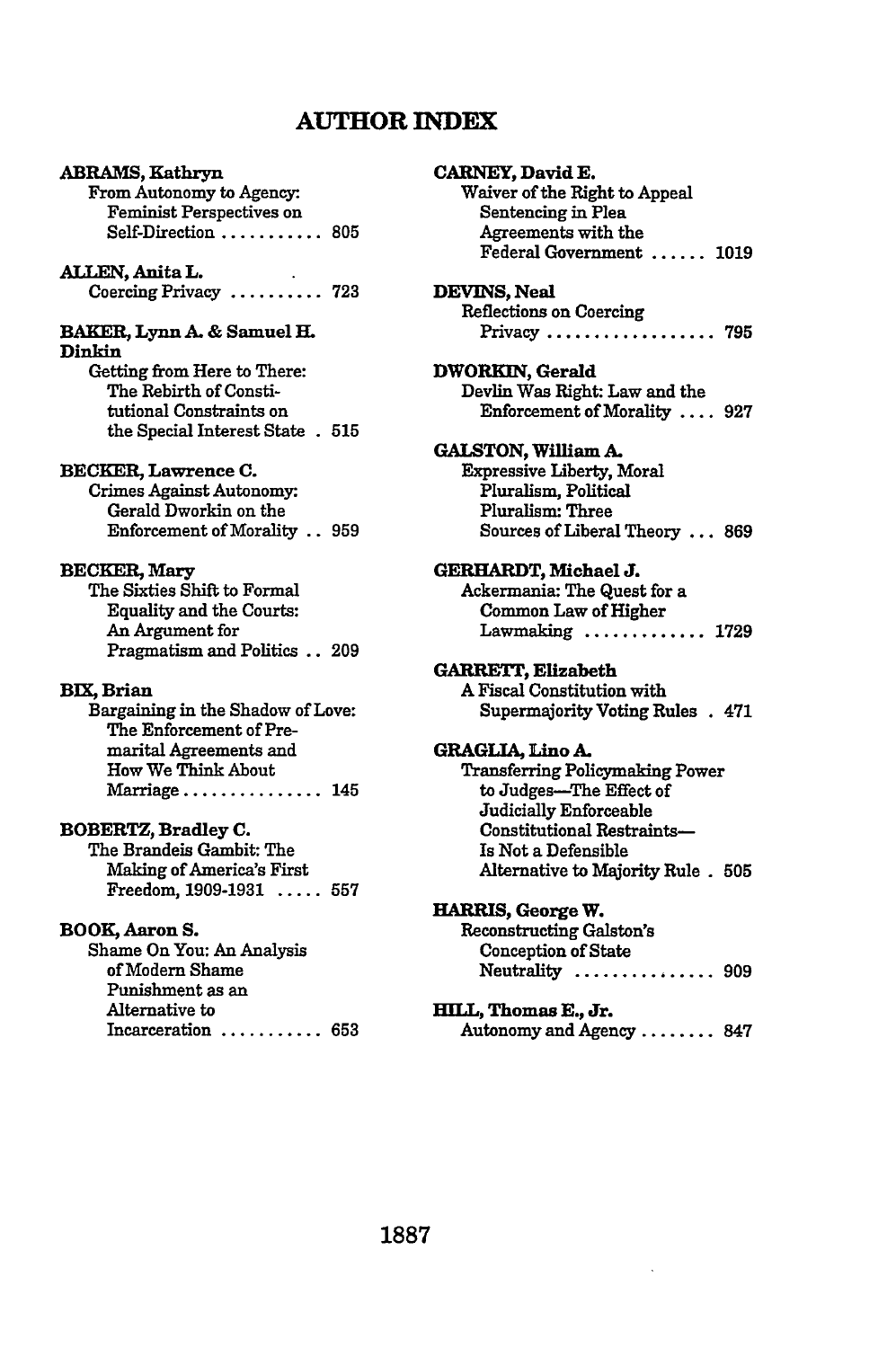# AUTHOR INDEX

**ABRAMS, Kathryn**
From Autonomy to Agency: Feminist Perspectives on Self-Direction ........... 805

**ALLEN, Anita L.**
Coercing Privacy .......... 723

**BAKER, Lynn A. & Samuel H. Dinkin**
Getting from Here to There: The Rebirth of Constitutional Constraints on the Special Interest State . 515

**BECKER, Lawrence C.**
Crimes Against Autonomy: Gerald Dworkin on the Enforcement of Morality .. 959

**BECKER, Mary**
The Sixties Shift to Formal Equality and the Courts: An Argument for Pragmatism and Politics .. 209

**BIX, Brian**
Bargaining in the Shadow of Love: The Enforcement of Premarital Agreements and How We Think About Marriage ............... 145

**BOBERTZ, Bradley C.**
The Brandeis Gambit: The Making of America's First Freedom, 1909-1931 ..... 557

**BOOK, Aaron S.**
Shame On You: An Analysis of Modern Shame Punishment as an Alternative to Incarceration ........... 653

**CARNEY, David E.**
Waiver of the Right to Appeal Sentencing in Plea Agreements with the Federal Government ...... 1019

**DEVINS, Neal**
Reflections on Coercing Privacy .................. 795

**DWORKIN, Gerald**
Devlin Was Right: Law and the Enforcement of Morality .... 927

**GALSTON, William A.**
Expressive Liberty, Moral Pluralism, Political Pluralism: Three Sources of Liberal Theory ... 869

**GERHARDT, Michael J.**
Ackermania: The Quest for a Common Law of Higher Lawmaking ............. 1729

**GARRETT, Elizabeth**
A Fiscal Constitution with Supermajority Voting Rules . 471

**GRAGLIA, Lino A.**
Transferring Policymaking Power to Judges—The Effect of Judicially Enforceable Constitutional Restraints—Is Not a Defensible Alternative to Majority Rule . 505

**HARRIS, George W.**
Reconstructing Galston's Conception of State Neutrality ............... 909

**HILL, Thomas E., Jr.**
Autonomy and Agency ........ 847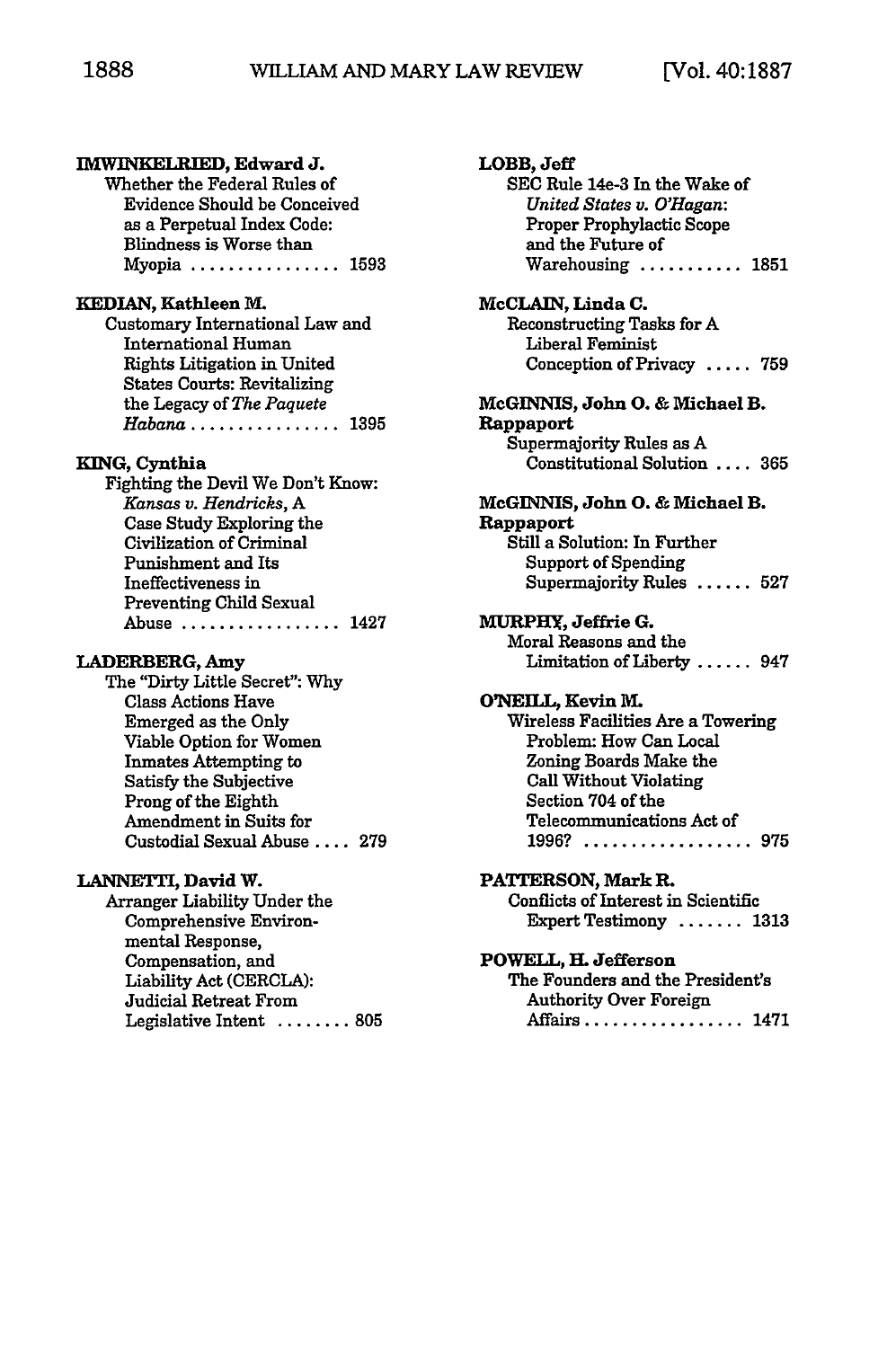**IMWINKELRIED, Edward J.**
Whether the Federal Rules of Evidence Should be Conceived as a Perpetual Index Code: Blindness is Worse than Myopia . . . . . . . . . . . . . . . . 1593

**KEDIAN, Kathleen M.**
Customary International Law and International Human Rights Litigation in United States Courts: Revitalizing the Legacy of *The Paquete Habana* . . . . . . . . . . . . . . . . 1395

**KING, Cynthia**
Fighting the Devil We Don't Know: *Kansas v. Hendricks*, A Case Study Exploring the Civilization of Criminal Punishment and Its Ineffectiveness in Preventing Child Sexual Abuse . . . . . . . . . . . . . . . . . 1427

**LADERBERG, Amy**
The "Dirty Little Secret": Why Class Actions Have Emerged as the Only Viable Option for Women Inmates Attempting to Satisfy the Subjective Prong of the Eighth Amendment in Suits for Custodial Sexual Abuse . . . . 279

**LANNETTI, David W.**
Arranger Liability Under the Comprehensive Environmental Response, Compensation, and Liability Act (CERCLA): Judicial Retreat From Legislative Intent . . . . . . . . 805

**LOBB, Jeff**
SEC Rule 14e-3 In the Wake of *United States v. O'Hagan*: Proper Prophylactic Scope and the Future of Warehousing . . . . . . . . . . . 1851

**McCLAIN, Linda C.**
Reconstructing Tasks for A Liberal Feminist Conception of Privacy . . . . . 759

**McGINNIS, John O. & Michael B. Rappaport**
Supermajority Rules as A Constitutional Solution . . . . 365

**McGINNIS, John O. & Michael B. Rappaport**
Still a Solution: In Further Support of Spending Supermajority Rules . . . . . . 527

**MURPHY, Jeffrie G.**
Moral Reasons and the Limitation of Liberty . . . . . . 947

**O'NEILL, Kevin M.**
Wireless Facilities Are a Towering Problem: How Can Local Zoning Boards Make the Call Without Violating Section 704 of the Telecommunications Act of 1996? . . . . . . . . . . . . . . . . . . 975

**PATTERSON, Mark R.**
Conflicts of Interest in Scientific Expert Testimony . . . . . . . 1313

**POWELL, H. Jefferson**
The Founders and the President's Authority Over Foreign Affairs . . . . . . . . . . . . . . . . . 1471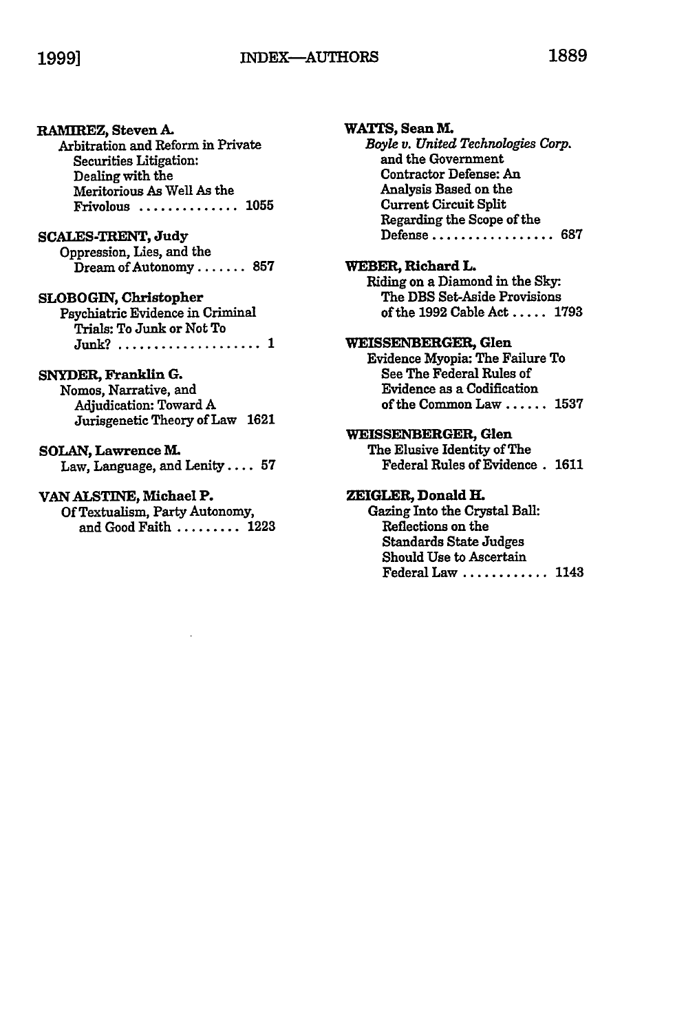**RAMIREZ, Steven A.**
Arbitration and Reform in Private Securities Litigation: Dealing with the Meritorious As Well As the Frivolous .............. 1055

**SCALES-TRENT, Judy**
Oppression, Lies, and the Dream of Autonomy ....... 857

**SLOBOGIN, Christopher**
Psychiatric Evidence in Criminal Trials: To Junk or Not To Junk? .................... 1

**SNYDER, Franklin G.**
Nomos, Narrative, and Adjudication: Toward A Jurisgenetic Theory of Law 1621

**SOLAN, Lawrence M.**
Law, Language, and Lenity .... 57

**VAN ALSTINE, Michael P.**
Of Textualism, Party Autonomy, and Good Faith ......... 1223

**WATTS, Sean M.**
*Boyle v. United Technologies Corp.* and the Government Contractor Defense: An Analysis Based on the Current Circuit Split Regarding the Scope of the Defense ................. 687

**WEBER, Richard L.**
Riding on a Diamond in the Sky: The DBS Set-Aside Provisions of the 1992 Cable Act ..... 1793

**WEISSENBERGER, Glen**
Evidence Myopia: The Failure To See The Federal Rules of Evidence as a Codification of the Common Law ...... 1537

**WEISSENBERGER, Glen**
The Elusive Identity of The Federal Rules of Evidence . 1611

**ZEIGLER, Donald H.**
Gazing Into the Crystal Ball: Reflections on the Standards State Judges Should Use to Ascertain Federal Law ............ 1143